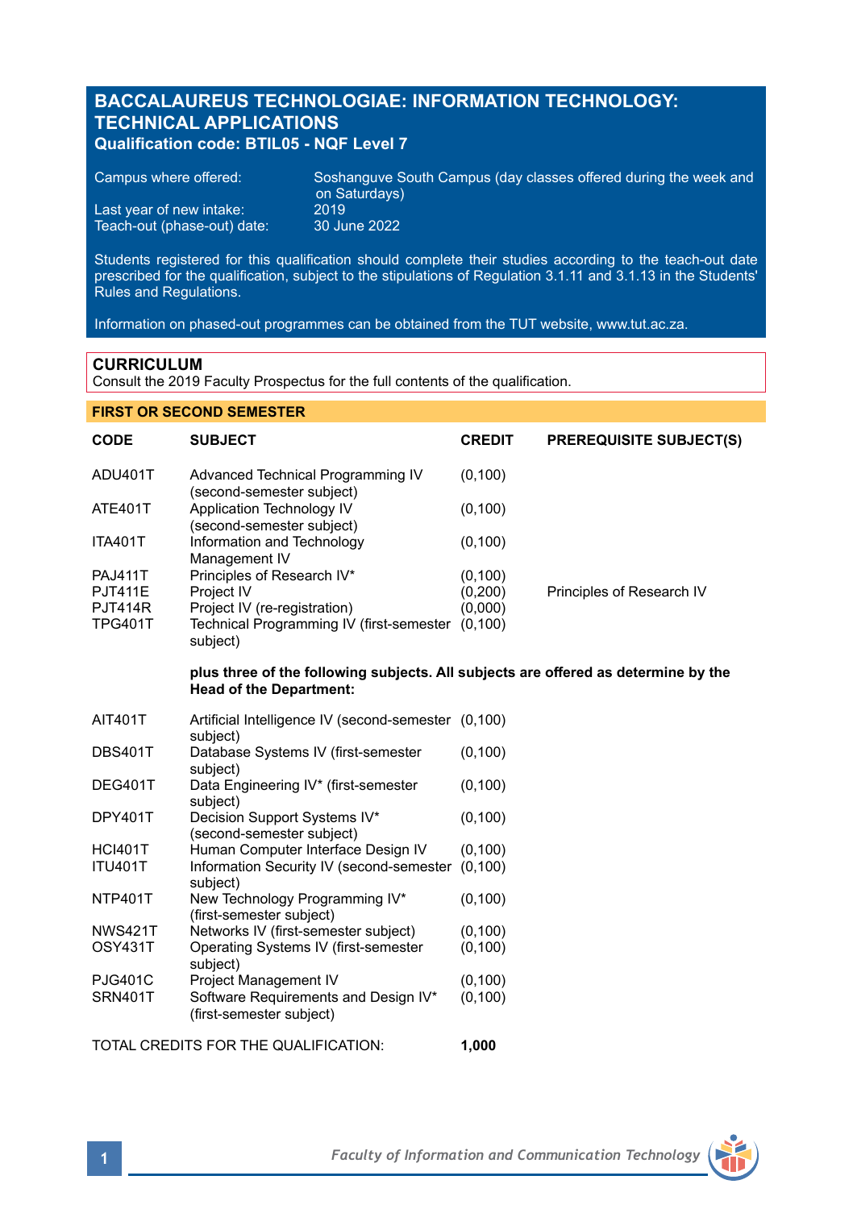# BACCALAUREUS TECHNOLOGIAE: INFORMATION TECHNOLOGY: TECHNICAL APPLICATIONS

**Qualification code: BTIL05 - NQF Level 7**

| | |
|---|---|
| Campus where offered: | Soshanguve South Campus (day classes offered during the week and on Saturdays) |
| Last year of new intake: | 2019 |
| Teach-out (phase-out) date: | 30 June 2022 |

Students registered for this qualification should complete their studies according to the teach-out date prescribed for the qualification, subject to the stipulations of Regulation 3.1.11 and 3.1.13 in the Students' Rules and Regulations.

Information on phased-out programmes can be obtained from the TUT website, www.tut.ac.za.

## CURRICULUM

Consult the 2019 Faculty Prospectus for the full contents of the qualification.

### FIRST OR SECOND SEMESTER

| CODE | SUBJECT | CREDIT | PREREQUISITE SUBJECT(S) |
|---|---|---|---|
| ADU401T | Advanced Technical Programming IV (second-semester subject) | (0,100) | |
| ATE401T | Application Technology IV (second-semester subject) | (0,100) | |
| ITA401T | Information and Technology Management IV | (0,100) | |
| PAJ411T | Principles of Research IV* | (0,100) | |
| PJT411E | Project IV | (0,200) | Principles of Research IV |
| PJT414R | Project IV (re-registration) | (0,000) | |
| TPG401T | Technical Programming IV (first-semester subject) | (0,100) | |

**plus three of the following subjects. All subjects are offered as determine by the Head of the Department:**

| CODE | SUBJECT | CREDIT | PREREQUISITE SUBJECT(S) |
|---|---|---|---|
| AIT401T | Artificial Intelligence IV (second-semester subject) | (0,100) | |
| DBS401T | Database Systems IV (first-semester subject) | (0,100) | |
| DEG401T | Data Engineering IV* (first-semester subject) | (0,100) | |
| DPY401T | Decision Support Systems IV* (second-semester subject) | (0,100) | |
| HCI401T | Human Computer Interface Design IV | (0,100) | |
| ITU401T | Information Security IV (second-semester subject) | (0,100) | |
| NTP401T | New Technology Programming IV* (first-semester subject) | (0,100) | |
| NWS421T | Networks IV (first-semester subject) | (0,100) | |
| OSY431T | Operating Systems IV (first-semester subject) | (0,100) | |
| PJG401C | Project Management IV | (0,100) | |
| SRN401T | Software Requirements and Design IV* (first-semester subject) | (0,100) | |

TOTAL CREDITS FOR THE QUALIFICATION: **1,000**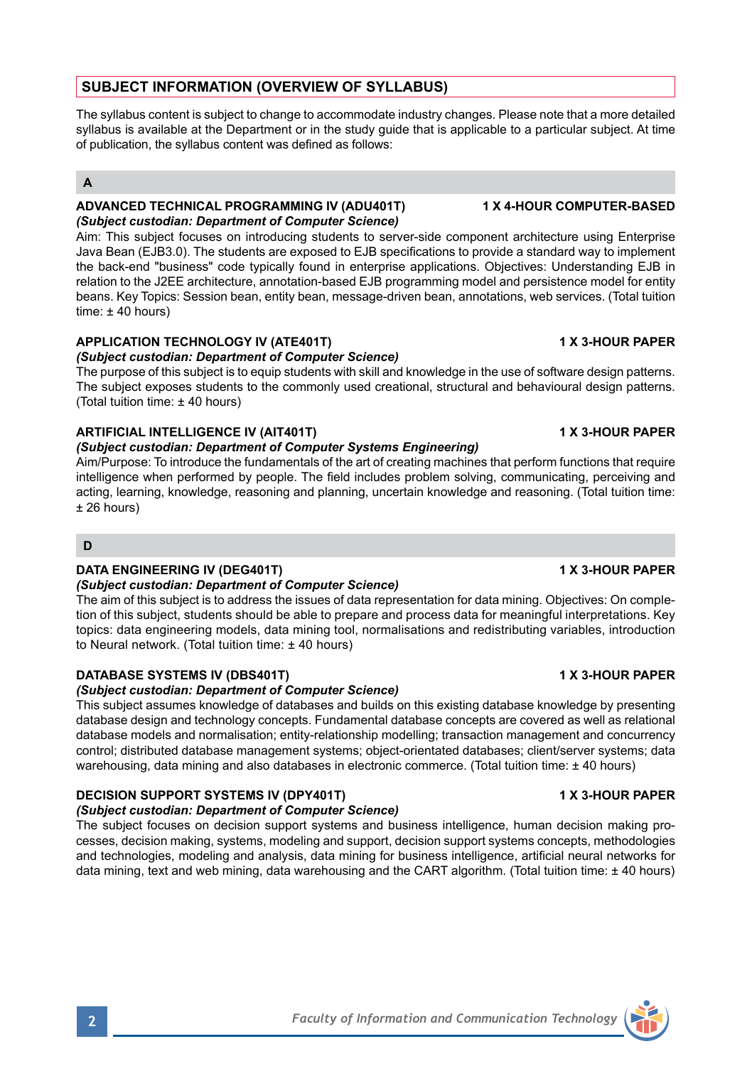## SUBJECT INFORMATION (OVERVIEW OF SYLLABUS)

The syllabus content is subject to change to accommodate industry changes. Please note that a more detailed syllabus is available at the Department or in the study guide that is applicable to a particular subject. At time of publication, the syllabus content was defined as follows:

### A

**ADVANCED TECHNICAL PROGRAMMING IV (ADU401T)** **1 X 4-HOUR COMPUTER-BASED**
***(Subject custodian: Department of Computer Science)***
Aim: This subject focuses on introducing students to server-side component architecture using Enterprise Java Bean (EJB3.0). The students are exposed to EJB specifications to provide a standard way to implement the back-end "business" code typically found in enterprise applications. Objectives: Understanding EJB in relation to the J2EE architecture, annotation-based EJB programming model and persistence model for entity beans. Key Topics: Session bean, entity bean, message-driven bean, annotations, web services. (Total tuition time: ± 40 hours)

**APPLICATION TECHNOLOGY IV (ATE401T)** **1 X 3-HOUR PAPER**
***(Subject custodian: Department of Computer Science)***
The purpose of this subject is to equip students with skill and knowledge in the use of software design patterns. The subject exposes students to the commonly used creational, structural and behavioural design patterns. (Total tuition time: ± 40 hours)

**ARTIFICIAL INTELLIGENCE IV (AIT401T)** **1 X 3-HOUR PAPER**
***(Subject custodian: Department of Computer Systems Engineering)***
Aim/Purpose: To introduce the fundamentals of the art of creating machines that perform functions that require intelligence when performed by people. The field includes problem solving, communicating, perceiving and acting, learning, knowledge, reasoning and planning, uncertain knowledge and reasoning. (Total tuition time: ± 26 hours)

### D

**DATA ENGINEERING IV (DEG401T)** **1 X 3-HOUR PAPER**
***(Subject custodian: Department of Computer Science)***
The aim of this subject is to address the issues of data representation for data mining. Objectives: On completion of this subject, students should be able to prepare and process data for meaningful interpretations. Key topics: data engineering models, data mining tool, normalisations and redistributing variables, introduction to Neural network. (Total tuition time: ± 40 hours)

**DATABASE SYSTEMS IV (DBS401T)** **1 X 3-HOUR PAPER**
***(Subject custodian: Department of Computer Science)***
This subject assumes knowledge of databases and builds on this existing database knowledge by presenting database design and technology concepts. Fundamental database concepts are covered as well as relational database models and normalisation; entity-relationship modelling; transaction management and concurrency control; distributed database management systems; object-orientated databases; client/server systems; data warehousing, data mining and also databases in electronic commerce. (Total tuition time: ± 40 hours)

**DECISION SUPPORT SYSTEMS IV (DPY401T)** **1 X 3-HOUR PAPER**
***(Subject custodian: Department of Computer Science)***
The subject focuses on decision support systems and business intelligence, human decision making processes, decision making, systems, modeling and support, decision support systems concepts, methodologies and technologies, modeling and analysis, data mining for business intelligence, artificial neural networks for data mining, text and web mining, data warehousing and the CART algorithm. (Total tuition time: ± 40 hours)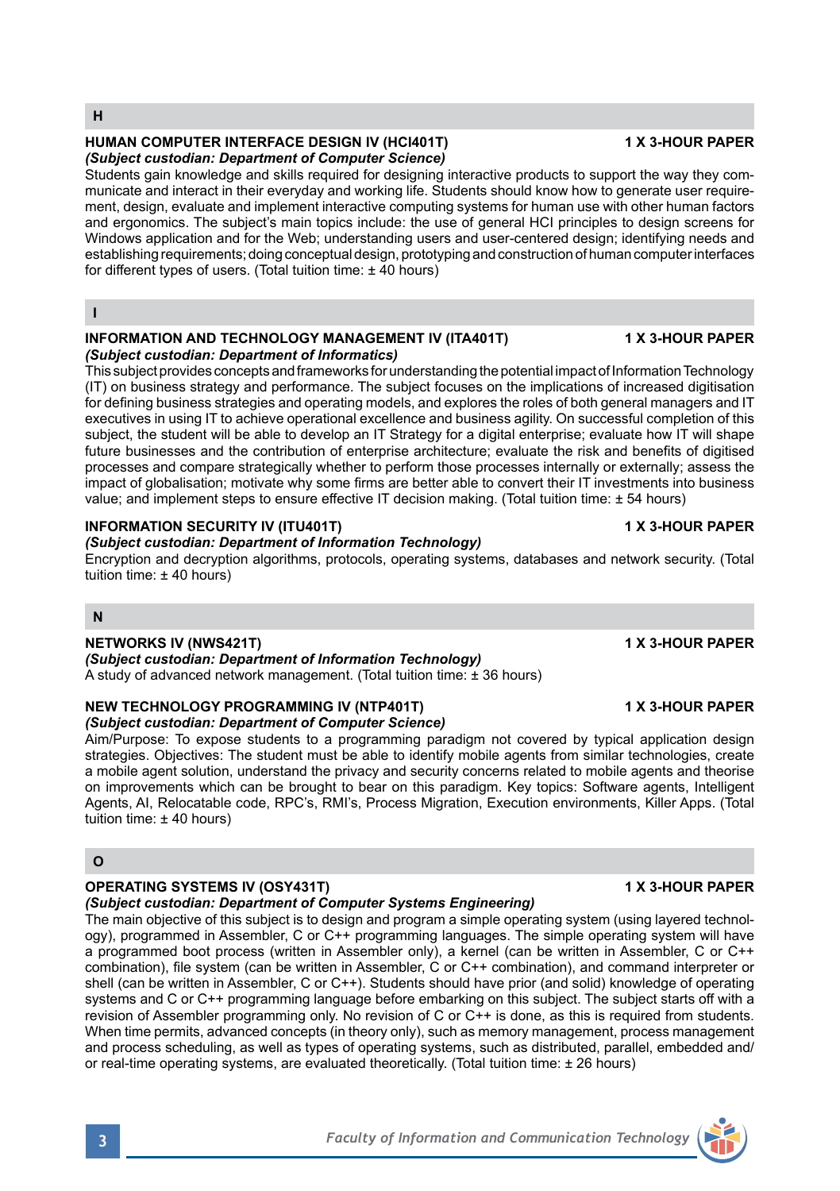## H

### HUMAN COMPUTER INTERFACE DESIGN IV (HCI401T) — 1 X 3-HOUR PAPER

***(Subject custodian: Department of Computer Science)***

Students gain knowledge and skills required for designing interactive products to support the way they communicate and interact in their everyday and working life. Students should know how to generate user requirement, design, evaluate and implement interactive computing systems for human use with other human factors and ergonomics. The subject's main topics include: the use of general HCI principles to design screens for Windows application and for the Web; understanding users and user-centered design; identifying needs and establishing requirements; doing conceptual design, prototyping and construction of human computer interfaces for different types of users. (Total tuition time: ± 40 hours)

## I

### INFORMATION AND TECHNOLOGY MANAGEMENT IV (ITA401T) — 1 X 3-HOUR PAPER

***(Subject custodian: Department of Informatics)***

This subject provides concepts and frameworks for understanding the potential impact of Information Technology (IT) on business strategy and performance. The subject focuses on the implications of increased digitisation for defining business strategies and operating models, and explores the roles of both general managers and IT executives in using IT to achieve operational excellence and business agility. On successful completion of this subject, the student will be able to develop an IT Strategy for a digital enterprise; evaluate how IT will shape future businesses and the contribution of enterprise architecture; evaluate the risk and benefits of digitised processes and compare strategically whether to perform those processes internally or externally; assess the impact of globalisation; motivate why some firms are better able to convert their IT investments into business value; and implement steps to ensure effective IT decision making. (Total tuition time: ± 54 hours)

### INFORMATION SECURITY IV (ITU401T) — 1 X 3-HOUR PAPER

***(Subject custodian: Department of Information Technology)***

Encryption and decryption algorithms, protocols, operating systems, databases and network security. (Total tuition time: ± 40 hours)

## N

### NETWORKS IV (NWS421T) — 1 X 3-HOUR PAPER

***(Subject custodian: Department of Information Technology)***

A study of advanced network management. (Total tuition time: ± 36 hours)

### NEW TECHNOLOGY PROGRAMMING IV (NTP401T) — 1 X 3-HOUR PAPER

***(Subject custodian: Department of Computer Science)***

Aim/Purpose: To expose students to a programming paradigm not covered by typical application design strategies. Objectives: The student must be able to identify mobile agents from similar technologies, create a mobile agent solution, understand the privacy and security concerns related to mobile agents and theorise on improvements which can be brought to bear on this paradigm. Key topics: Software agents, Intelligent Agents, AI, Relocatable code, RPC's, RMI's, Process Migration, Execution environments, Killer Apps. (Total tuition time: ± 40 hours)

## O

### OPERATING SYSTEMS IV (OSY431T) — 1 X 3-HOUR PAPER

***(Subject custodian: Department of Computer Systems Engineering)***

The main objective of this subject is to design and program a simple operating system (using layered technology), programmed in Assembler, C or C++ programming languages. The simple operating system will have a programmed boot process (written in Assembler only), a kernel (can be written in Assembler, C or C++ combination), file system (can be written in Assembler, C or C++ combination), and command interpreter or shell (can be written in Assembler, C or C++). Students should have prior (and solid) knowledge of operating systems and C or C++ programming language before embarking on this subject. The subject starts off with a revision of Assembler programming only. No revision of C or C++ is done, as this is required from students. When time permits, advanced concepts (in theory only), such as memory management, process management and process scheduling, as well as types of operating systems, such as distributed, parallel, embedded and/or real-time operating systems, are evaluated theoretically. (Total tuition time: ± 26 hours)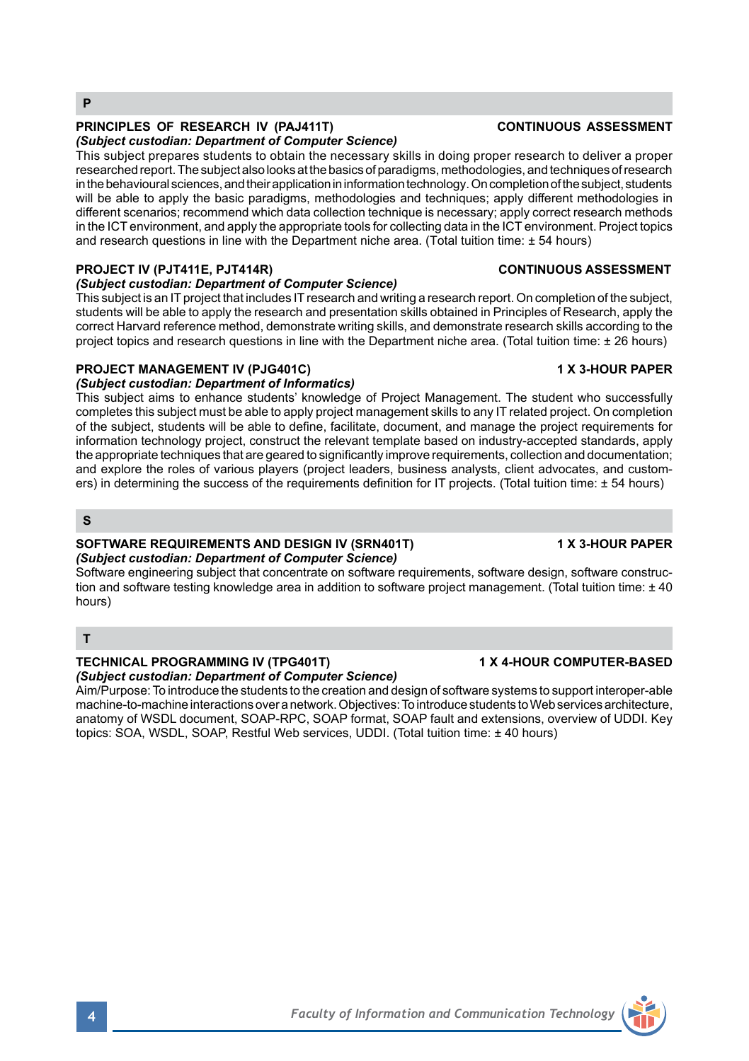## P

**PRINCIPLES OF RESEARCH IV (PAJ411T)** **CONTINUOUS ASSESSMENT**

***(Subject custodian: Department of Computer Science)***

This subject prepares students to obtain the necessary skills in doing proper research to deliver a proper researched report. The subject also looks at the basics of paradigms, methodologies, and techniques of research in the behavioural sciences, and their application in information technology. On completion of the subject, students will be able to apply the basic paradigms, methodologies and techniques; apply different methodologies in different scenarios; recommend which data collection technique is necessary; apply correct research methods in the ICT environment, and apply the appropriate tools for collecting data in the ICT environment. Project topics and research questions in line with the Department niche area. (Total tuition time: ± 54 hours)

**PROJECT IV (PJT411E, PJT414R)** **CONTINUOUS ASSESSMENT**

***(Subject custodian: Department of Computer Science)***

This subject is an IT project that includes IT research and writing a research report. On completion of the subject, students will be able to apply the research and presentation skills obtained in Principles of Research, apply the correct Harvard reference method, demonstrate writing skills, and demonstrate research skills according to the project topics and research questions in line with the Department niche area. (Total tuition time: ± 26 hours)

**PROJECT MANAGEMENT IV (PJG401C)** **1 X 3-HOUR PAPER**

***(Subject custodian: Department of Informatics)***

This subject aims to enhance students' knowledge of Project Management. The student who successfully completes this subject must be able to apply project management skills to any IT related project. On completion of the subject, students will be able to define, facilitate, document, and manage the project requirements for information technology project, construct the relevant template based on industry-accepted standards, apply the appropriate techniques that are geared to significantly improve requirements, collection and documentation; and explore the roles of various players (project leaders, business analysts, client advocates, and customers) in determining the success of the requirements definition for IT projects. (Total tuition time: ± 54 hours)

## S

**SOFTWARE REQUIREMENTS AND DESIGN IV (SRN401T)** **1 X 3-HOUR PAPER**

***(Subject custodian: Department of Computer Science)***

Software engineering subject that concentrate on software requirements, software design, software construction and software testing knowledge area in addition to software project management. (Total tuition time: ± 40 hours)

## T

**TECHNICAL PROGRAMMING IV (TPG401T)** **1 X 4-HOUR COMPUTER-BASED**

***(Subject custodian: Department of Computer Science)***

Aim/Purpose: To introduce the students to the creation and design of software systems to support interoper-able machine-to-machine interactions over a network. Objectives: To introduce students to Web services architecture, anatomy of WSDL document, SOAP-RPC, SOAP format, SOAP fault and extensions, overview of UDDI. Key topics: SOA, WSDL, SOAP, Restful Web services, UDDI. (Total tuition time: ± 40 hours)